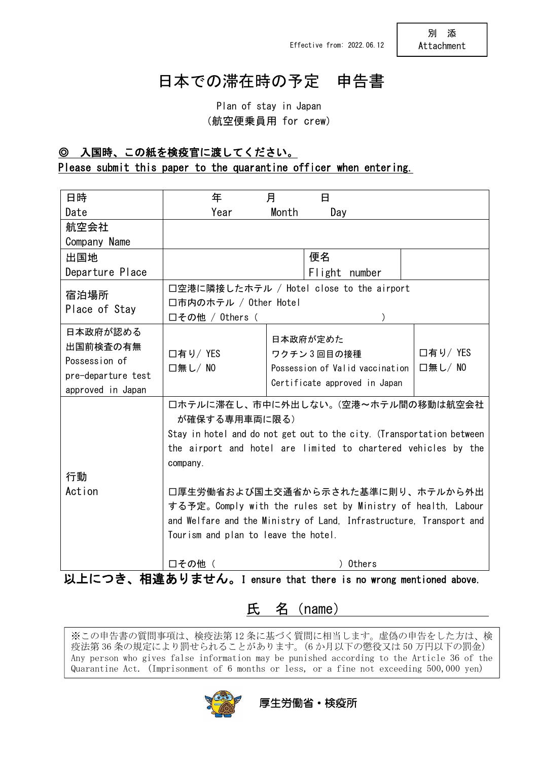Effective from: 2022.06.12

別　添
Attachment

# 日本での滞在時の予定　申告書

Plan of stay in Japan
(航空便乗員用 for crew)

**◎　入国時、この紙を検疫官に渡してください。**
**Please submit this paper to the quarantine officer when entering.**

| 日時<br>Date | 年　　　月　　　日<br>Year　　Month　　Day | | |
|---|---|---|---|
| 航空会社<br>Company Name | | | |
| 出国地<br>Departure Place | | 便名<br>Flight number | |
| 宿泊場所<br>Place of Stay | □空港に隣接したホテル / Hotel close to the airport<br>□市内のホテル / Other Hotel<br>□その他 / Others (　　　　　　　　　) | | |
| 日本政府が認める出国前検査の有無<br>Possession of pre-departure test approved in Japan | □有り/ YES<br>□無し/ NO | 日本政府が定めたワクチン3回目の接種<br>Possession of Valid vaccination Certificate approved in Japan | □有り/ YES<br>□無し/ NO |
| 行動<br>Action | □ホテルに滞在し、市中に外出しない。(空港～ホテル間の移動は航空会社が確保する専用車両に限る)<br>Stay in hotel and do not get out to the city. (Transportation between the airport and hotel are limited to chartered vehicles by the company.<br><br>□厚生労働省および国土交通省から示された基準に則り、ホテルから外出する予定。Comply with the rules set by Ministry of health, Labour and Welfare and the Ministry of Land, Infrastructure, Transport and Tourism and plan to leave the hotel.<br><br>□その他 (　　　　　　　　　　) Others | | |

**以上につき、相違ありません。I ensure that there is no wrong mentioned above.**

氏　名 (name)

※この申告書の質問事項は、検疫法第12条に基づく質問に相当します。虚偽の申告をした方は、検疫法第36条の規定により罰せられることがあります。(6か月以下の懲役又は50万円以下の罰金)
Any person who gives false information may be punished according to the Article 36 of the Quarantine Act. (Imprisonment of 6 months or less, or a fine not exceeding 500,000 yen)

厚生労働省・検疫所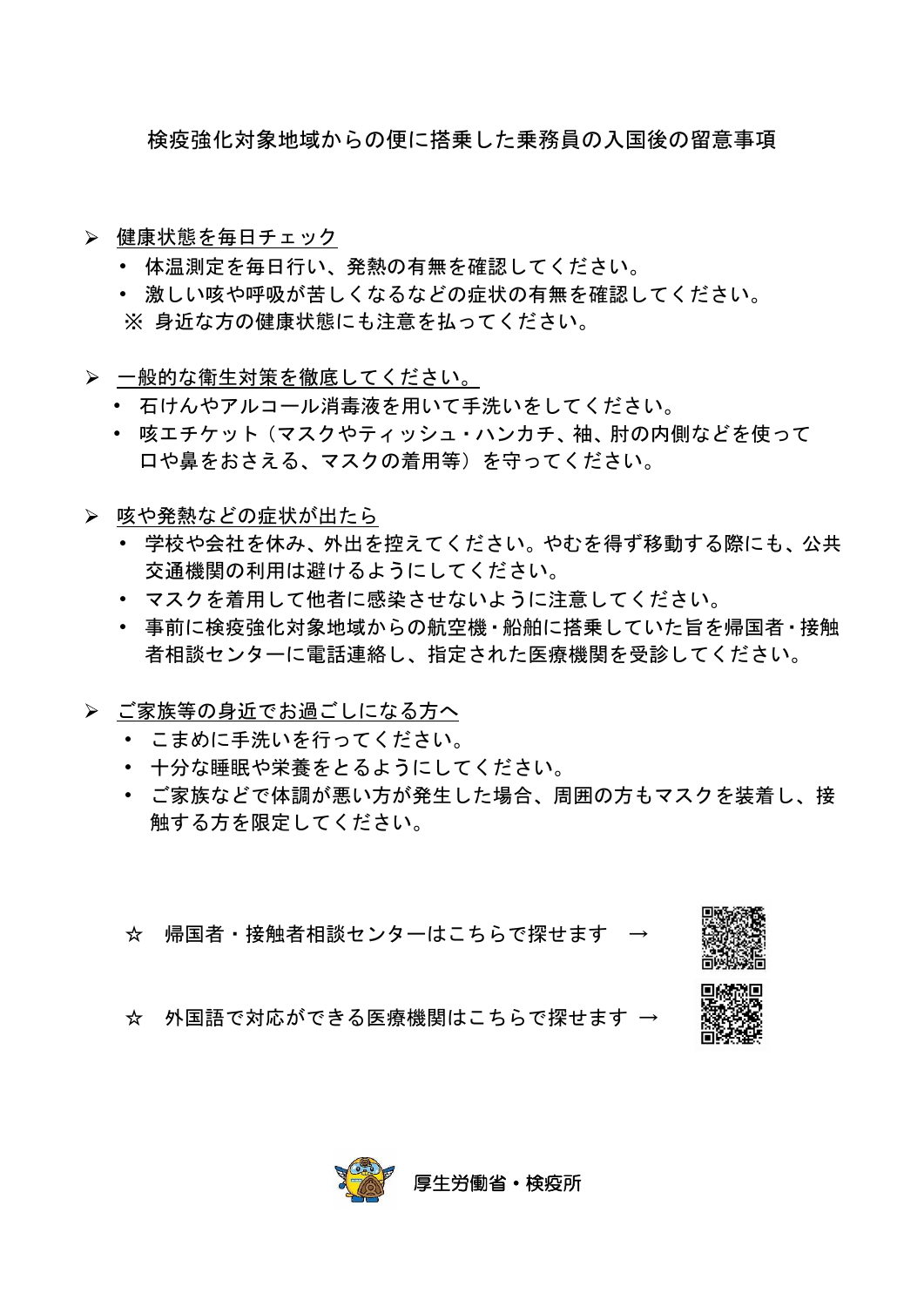# 検疫強化対象地域からの便に搭乗した乗務員の入国後の留意事項

- 健康状態を毎日チェック
  - 体温測定を毎日行い、発熱の有無を確認してください。
  - 激しい咳や呼吸が苦しくなるなどの症状の有無を確認してください。

  ※ 身近な方の健康状態にも注意を払ってください。

- 一般的な衛生対策を徹底してください。
  - 石けんやアルコール消毒液を用いて手洗いをしてください。
  - 咳エチケット（マスクやティッシュ・ハンカチ、袖、肘の内側などを使って口や鼻をおさえる、マスクの着用等）を守ってください。

- 咳や発熱などの症状が出たら
  - 学校や会社を休み、外出を控えてください。やむを得ず移動する際にも、公共交通機関の利用は避けるようにしてください。
  - マスクを着用して他者に感染させないように注意してください。
  - 事前に検疫強化対象地域からの航空機・船舶に搭乗していた旨を帰国者・接触者相談センターに電話連絡し、指定された医療機関を受診してください。

- ご家族等の身近でお過ごしになる方へ
  - こまめに手洗いを行ってください。
  - 十分な睡眠や栄養をとるようにしてください。
  - ご家族などで体調が悪い方が発生した場合、周囲の方もマスクを装着し、接触する方を限定してください。

☆　帰国者・接触者相談センターはこちらで探せます　→

☆　外国語で対応ができる医療機関はこちらで探せます →

厚生労働省・検疫所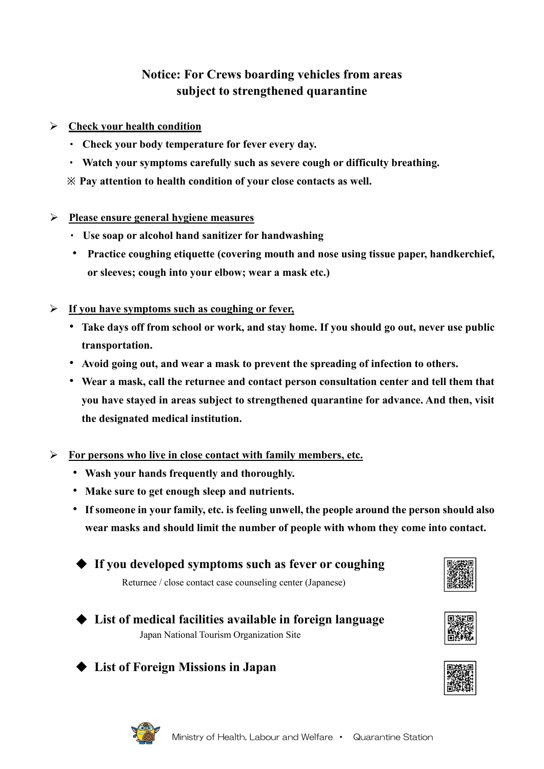# Notice: For Crews boarding vehicles from areas subject to strengthened quarantine

➢ **Check your health condition**

- **Check your body temperature for fever every day.**
- **Watch your symptoms carefully such as severe cough or difficulty breathing.**

※ **Pay attention to health condition of your close contacts as well.**

➢ **Please ensure general hygiene measures**

- **Use soap or alcohol hand sanitizer for handwashing**
- **Practice coughing etiquette (covering mouth and nose using tissue paper, handkerchief, or sleeves; cough into your elbow; wear a mask etc.)**

➢ **If you have symptoms such as coughing or fever,**

- **Take days off from school or work, and stay home. If you should go out, never use public transportation.**
- **Avoid going out, and wear a mask to prevent the spreading of infection to others.**
- **Wear a mask, call the returnee and contact person consultation center and tell them that you have stayed in areas subject to strengthened quarantine for advance. And then, visit the designated medical institution.**

➢ **For persons who live in close contact with family members, etc.**

- **Wash your hands frequently and thoroughly.**
- **Make sure to get enough sleep and nutrients.**
- **If someone in your family, etc. is feeling unwell, the people around the person should also wear masks and should limit the number of people with whom they come into contact.**

◆ **If you developed symptoms such as fever or coughing**

Returnee / close contact case counseling center (Japanese)

◆ **List of medical facilities available in foreign language**

Japan National Tourism Organization Site

◆ **List of Foreign Missions in Japan**

Ministry of Health, Labour and Welfare ・ Quarantine Station